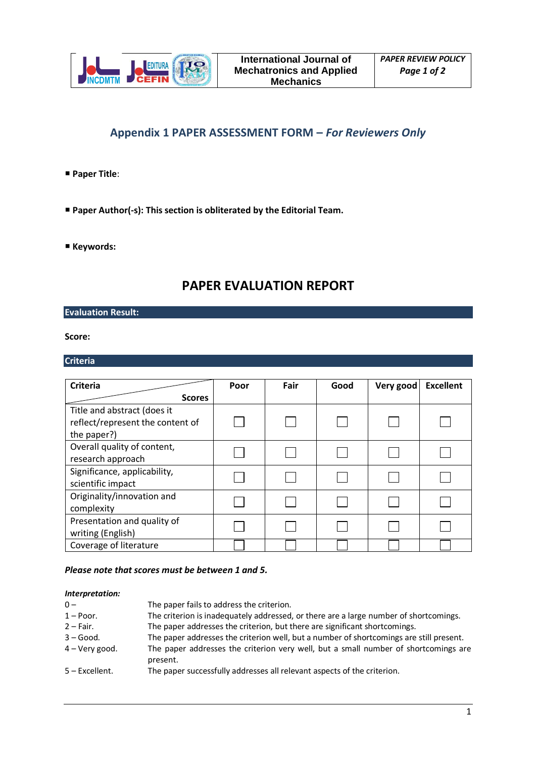## Appendix 1 PAPER ASSESSMENT FORM – *For Reviewers Only*

- **Paper Title**:

- **Paper Author(-s): This section is obliterated by the Editorial Team.**

- **Keywords:**

# PAPER EVALUATION REPORT

**Evaluation Result:**

**Score:**

**Criteria**

| Criteria / Scores | Poor | Fair | Good | Very good | Excellent |
|---|---|---|---|---|---|
| Title and abstract (does it reflect/represent the content of the paper?) | ☐ | ☐ | ☐ | ☐ | ☐ |
| Overall quality of content, research approach | ☐ | ☐ | ☐ | ☐ | ☐ |
| Significance, applicability, scientific impact | ☐ | ☐ | ☐ | ☐ | ☐ |
| Originality/innovation and complexity | ☐ | ☐ | ☐ | ☐ | ☐ |
| Presentation and quality of writing (English) | ☐ | ☐ | ☐ | ☐ | ☐ |
| Coverage of literature | ☐ | ☐ | ☐ | ☐ | ☐ |

***Please note that scores must be between 1 and 5.***

***Interpretation:***

| | |
|---|---|
| 0 – | The paper fails to address the criterion. |
| 1 – Poor. | The criterion is inadequately addressed, or there are a large number of shortcomings. |
| 2 – Fair. | The paper addresses the criterion, but there are significant shortcomings. |
| 3 – Good. | The paper addresses the criterion well, but a number of shortcomings are still present. |
| 4 – Very good. | The paper addresses the criterion very well, but a small number of shortcomings are present. |
| 5 – Excellent. | The paper successfully addresses all relevant aspects of the criterion. |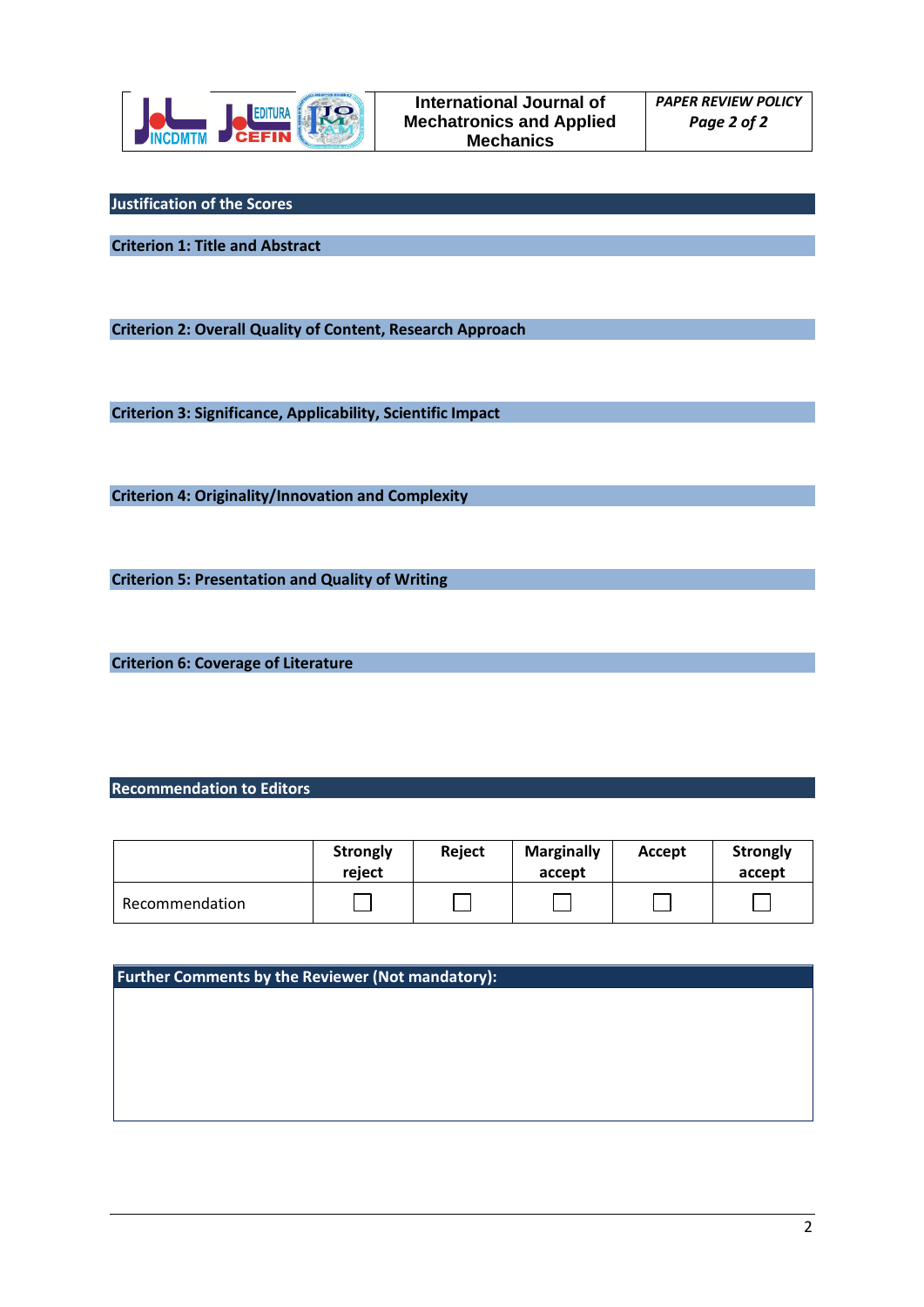## Justification of the Scores

### Criterion 1: Title and Abstract

### Criterion 2: Overall Quality of Content, Research Approach

### Criterion 3: Significance, Applicability, Scientific Impact

### Criterion 4: Originality/Innovation and Complexity

### Criterion 5: Presentation and Quality of Writing

### Criterion 6: Coverage of Literature

## Recommendation to Editors

| | Strongly reject | Reject | Marginally accept | Accept | Strongly accept |
|---|---|---|---|---|---|
| Recommendation | ☐ | ☐ | ☐ | ☐ | ☐ |

### Further Comments by the Reviewer (Not mandatory):